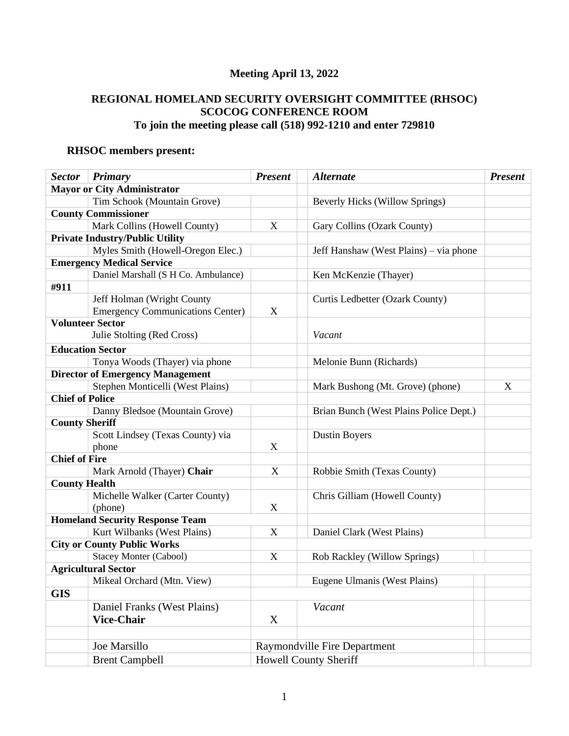**Meeting April 13, 2022**

**REGIONAL HOMELAND SECURITY OVERSIGHT COMMITTEE (RHSOC)**
**SCOCOG CONFERENCE ROOM**
**To join the meeting please call (518) 992-1210 and enter 729810**

**RHSOC members present:**

| *Sector* | *Primary* | *Present* | | *Alternate* | *Present* |
|---|---|---|---|---|---|
| **Mayor or City Administrator** | | | | | |
| | Tim Schook (Mountain Grove) | | | Beverly Hicks (Willow Springs) | |
| **County Commissioner** | | | | | |
| | Mark Collins (Howell County) | X | | Gary Collins (Ozark County) | |
| **Private Industry/Public Utility** | | | | | |
| | Myles Smith (Howell-Oregon Elec.) | | | Jeff Hanshaw (West Plains) – via phone | |
| **Emergency Medical Service** | | | | | |
| | Daniel Marshall (S H Co. Ambulance) | | | Ken McKenzie (Thayer) | |
| **#911** | | | | | |
| | Jeff Holman (Wright County Emergency Communications Center) | X | | Curtis Ledbetter (Ozark County) | |
| **Volunteer Sector** | | | | | |
| | Julie Stolting (Red Cross) | | | *Vacant* | |
| **Education Sector** | | | | | |
| | Tonya Woods (Thayer) via phone | | | Melonie Bunn (Richards) | |
| **Director of Emergency Management** | | | | | |
| | Stephen Monticelli (West Plains) | | | Mark Bushong (Mt. Grove) (phone) | X |
| **Chief of Police** | | | | | |
| | Danny Bledsoe (Mountain Grove) | | | Brian Bunch (West Plains Police Dept.) | |
| **County Sheriff** | | | | | |
| | Scott Lindsey (Texas County) via phone | X | | Dustin Boyers | |
| **Chief of Fire** | | | | | |
| | Mark Arnold (Thayer) **Chair** | X | | Robbie Smith (Texas County) | |
| **County Health** | | | | | |
| | Michelle Walker (Carter County) (phone) | X | | Chris Gilliam (Howell County) | |
| **Homeland Security Response Team** | | | | | |
| | Kurt Wilbanks (West Plains) | X | | Daniel Clark (West Plains) | |
| **City or County Public Works** | | | | | |
| | Stacey Monter (Cabool) | X | | Rob Rackley (Willow Springs) | |
| **Agricultural Sector** | | | | | |
| | Mikeal Orchard (Mtn. View) | | | Eugene Ulmanis (West Plains) | |
| **GIS** | | | | | |
| | Daniel Franks (West Plains) **Vice-Chair** | X | | *Vacant* | |
| | | | | | |
| | Joe Marsillo | Raymondville Fire Department | | | |
| | Brent Campbell | Howell County Sheriff | | | |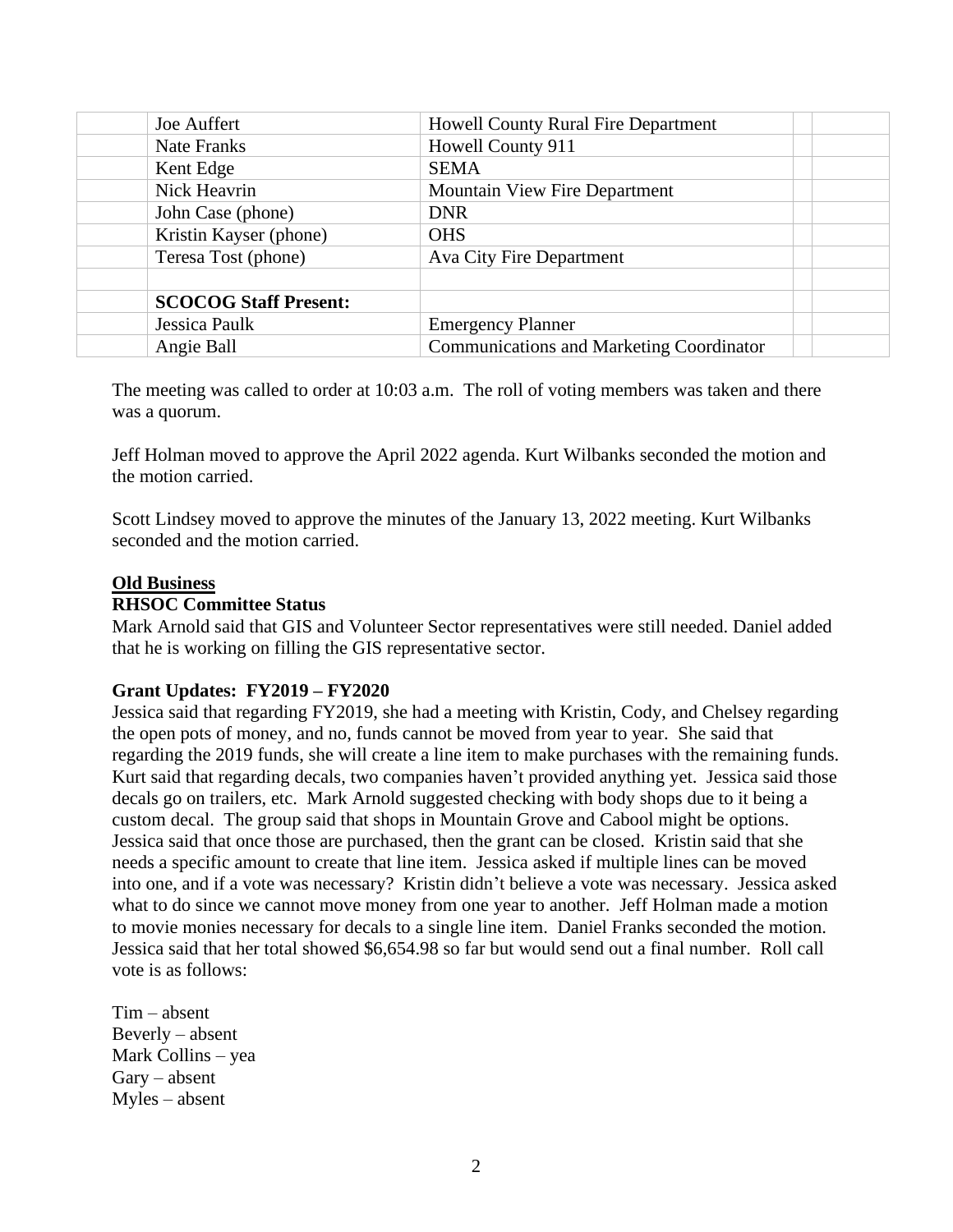| | Joe Auffert | Howell County Rural Fire Department | | |
|---|---|---|---|---|
| | Nate Franks | Howell County 911 | | |
| | Kent Edge | SEMA | | |
| | Nick Heavrin | Mountain View Fire Department | | |
| | John Case (phone) | DNR | | |
| | Kristin Kayser (phone) | OHS | | |
| | Teresa Tost (phone) | Ava City Fire Department | | |
| | | | | |
| | **SCOCOG Staff Present:** | | | |
| | Jessica Paulk | Emergency Planner | | |
| | Angie Ball | Communications and Marketing Coordinator | | |

The meeting was called to order at 10:03 a.m. The roll of voting members was taken and there was a quorum.

Jeff Holman moved to approve the April 2022 agenda. Kurt Wilbanks seconded the motion and the motion carried.

Scott Lindsey moved to approve the minutes of the January 13, 2022 meeting. Kurt Wilbanks seconded and the motion carried.

**Old Business**

**RHSOC Committee Status**

Mark Arnold said that GIS and Volunteer Sector representatives were still needed. Daniel added that he is working on filling the GIS representative sector.

**Grant Updates: FY2019 – FY2020**

Jessica said that regarding FY2019, she had a meeting with Kristin, Cody, and Chelsey regarding the open pots of money, and no, funds cannot be moved from year to year. She said that regarding the 2019 funds, she will create a line item to make purchases with the remaining funds. Kurt said that regarding decals, two companies haven't provided anything yet. Jessica said those decals go on trailers, etc. Mark Arnold suggested checking with body shops due to it being a custom decal. The group said that shops in Mountain Grove and Cabool might be options. Jessica said that once those are purchased, then the grant can be closed. Kristin said that she needs a specific amount to create that line item. Jessica asked if multiple lines can be moved into one, and if a vote was necessary? Kristin didn't believe a vote was necessary. Jessica asked what to do since we cannot move money from one year to another. Jeff Holman made a motion to movie monies necessary for decals to a single line item. Daniel Franks seconded the motion. Jessica said that her total showed $6,654.98 so far but would send out a final number. Roll call vote is as follows:

Tim – absent
Beverly – absent
Mark Collins – yea
Gary – absent
Myles – absent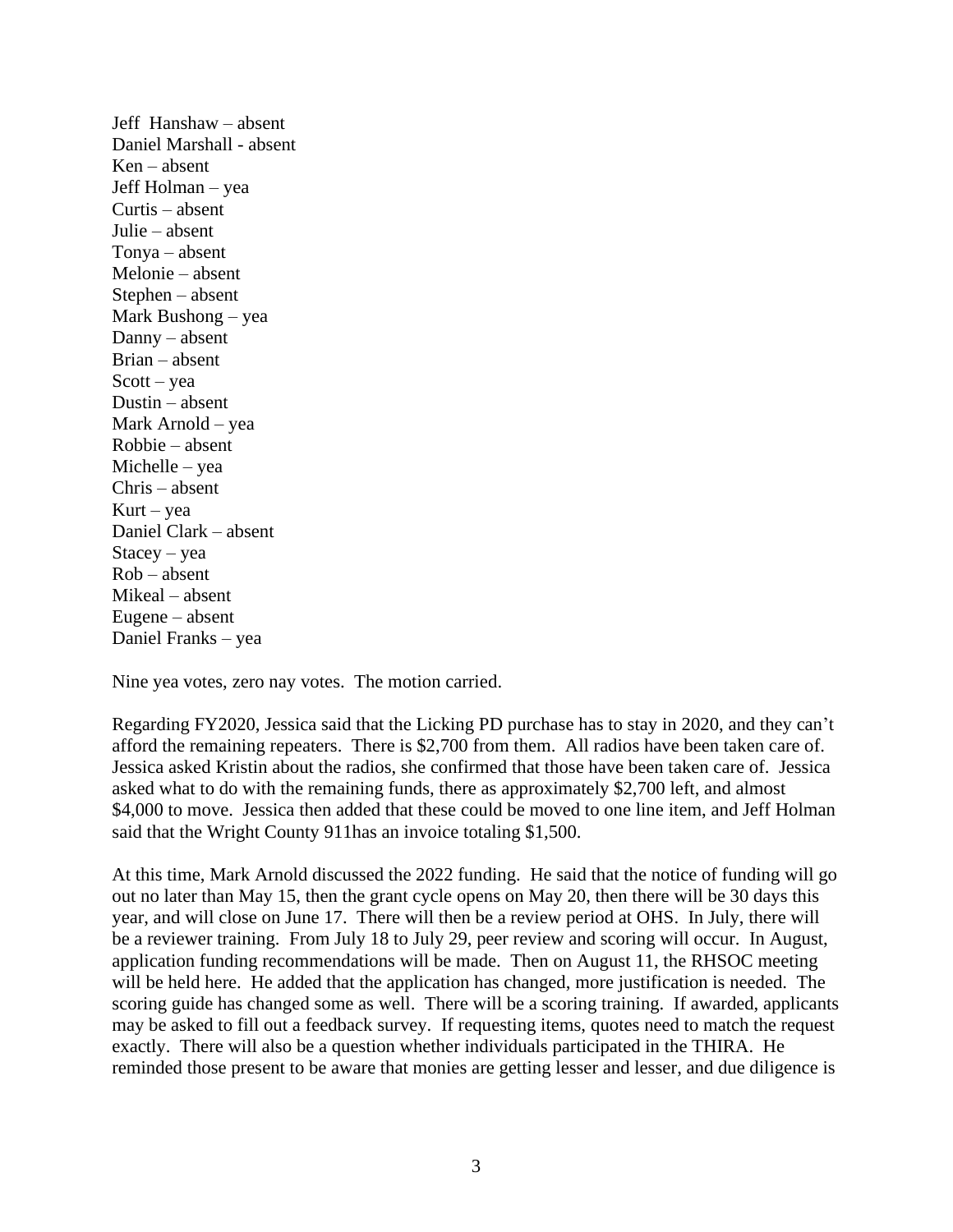Jeff  Hanshaw – absent
Daniel Marshall - absent
Ken – absent
Jeff Holman – yea
Curtis – absent
Julie – absent
Tonya – absent
Melonie – absent
Stephen – absent
Mark Bushong – yea
Danny – absent
Brian – absent
Scott – yea
Dustin – absent
Mark Arnold – yea
Robbie – absent
Michelle – yea
Chris – absent
Kurt – yea
Daniel Clark – absent
Stacey – yea
Rob – absent
Mikeal – absent
Eugene – absent
Daniel Franks – yea

Nine yea votes, zero nay votes.  The motion carried.

Regarding FY2020, Jessica said that the Licking PD purchase has to stay in 2020, and they can't afford the remaining repeaters.  There is $2,700 from them.  All radios have been taken care of. Jessica asked Kristin about the radios, she confirmed that those have been taken care of.  Jessica asked what to do with the remaining funds, there as approximately $2,700 left, and almost $4,000 to move.  Jessica then added that these could be moved to one line item, and Jeff Holman said that the Wright County 911has an invoice totaling $1,500.

At this time, Mark Arnold discussed the 2022 funding.  He said that the notice of funding will go out no later than May 15, then the grant cycle opens on May 20, then there will be 30 days this year, and will close on June 17.  There will then be a review period at OHS.  In July, there will be a reviewer training.  From July 18 to July 29, peer review and scoring will occur.  In August, application funding recommendations will be made.  Then on August 11, the RHSOC meeting will be held here.  He added that the application has changed, more justification is needed.  The scoring guide has changed some as well.  There will be a scoring training.  If awarded, applicants may be asked to fill out a feedback survey.  If requesting items, quotes need to match the request exactly.  There will also be a question whether individuals participated in the THIRA.  He reminded those present to be aware that monies are getting lesser and lesser, and due diligence is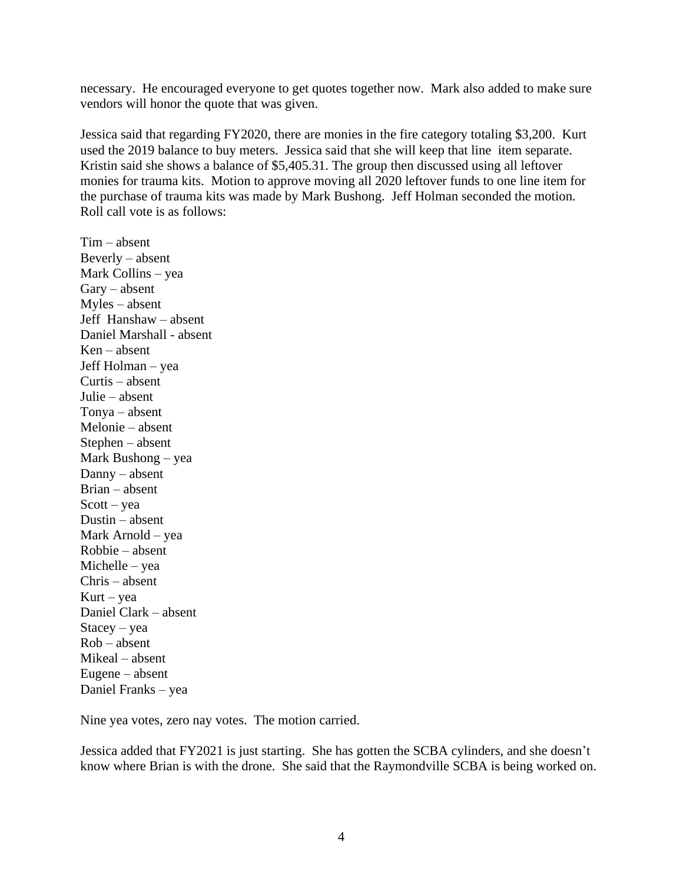necessary. He encouraged everyone to get quotes together now. Mark also added to make sure vendors will honor the quote that was given.

Jessica said that regarding FY2020, there are monies in the fire category totaling $3,200. Kurt used the 2019 balance to buy meters. Jessica said that she will keep that line item separate. Kristin said she shows a balance of $5,405.31. The group then discussed using all leftover monies for trauma kits. Motion to approve moving all 2020 leftover funds to one line item for the purchase of trauma kits was made by Mark Bushong. Jeff Holman seconded the motion. Roll call vote is as follows:

Tim – absent
Beverly – absent
Mark Collins – yea
Gary – absent
Myles – absent
Jeff Hanshaw – absent
Daniel Marshall - absent
Ken – absent
Jeff Holman – yea
Curtis – absent
Julie – absent
Tonya – absent
Melonie – absent
Stephen – absent
Mark Bushong – yea
Danny – absent
Brian – absent
Scott – yea
Dustin – absent
Mark Arnold – yea
Robbie – absent
Michelle – yea
Chris – absent
Kurt – yea
Daniel Clark – absent
Stacey – yea
Rob – absent
Mikeal – absent
Eugene – absent
Daniel Franks – yea

Nine yea votes, zero nay votes. The motion carried.

Jessica added that FY2021 is just starting. She has gotten the SCBA cylinders, and she doesn't know where Brian is with the drone. She said that the Raymondville SCBA is being worked on.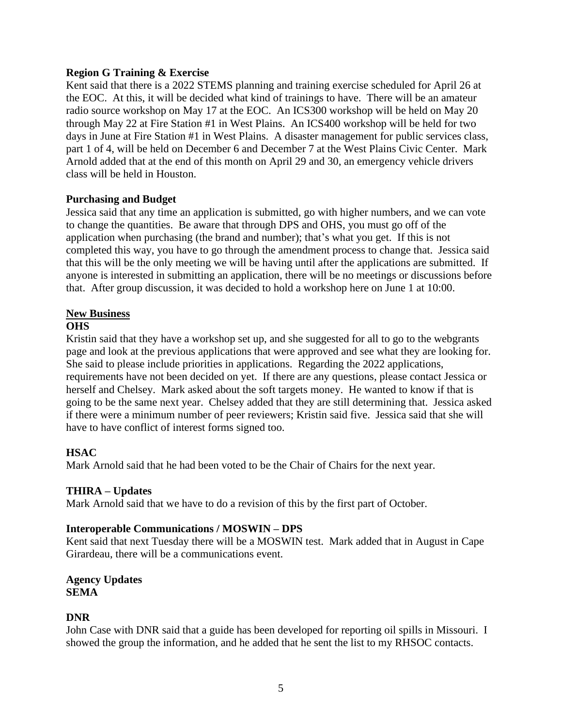**Region G Training & Exercise**

Kent said that there is a 2022 STEMS planning and training exercise scheduled for April 26 at the EOC. At this, it will be decided what kind of trainings to have. There will be an amateur radio source workshop on May 17 at the EOC. An ICS300 workshop will be held on May 20 through May 22 at Fire Station #1 in West Plains. An ICS400 workshop will be held for two days in June at Fire Station #1 in West Plains. A disaster management for public services class, part 1 of 4, will be held on December 6 and December 7 at the West Plains Civic Center. Mark Arnold added that at the end of this month on April 29 and 30, an emergency vehicle drivers class will be held in Houston.

**Purchasing and Budget**

Jessica said that any time an application is submitted, go with higher numbers, and we can vote to change the quantities. Be aware that through DPS and OHS, you must go off of the application when purchasing (the brand and number); that's what you get. If this is not completed this way, you have to go through the amendment process to change that. Jessica said that this will be the only meeting we will be having until after the applications are submitted. If anyone is interested in submitting an application, there will be no meetings or discussions before that. After group discussion, it was decided to hold a workshop here on June 1 at 10:00.

**New Business**

**OHS**

Kristin said that they have a workshop set up, and she suggested for all to go to the webgrants page and look at the previous applications that were approved and see what they are looking for. She said to please include priorities in applications. Regarding the 2022 applications, requirements have not been decided on yet. If there are any questions, please contact Jessica or herself and Chelsey. Mark asked about the soft targets money. He wanted to know if that is going to be the same next year. Chelsey added that they are still determining that. Jessica asked if there were a minimum number of peer reviewers; Kristin said five. Jessica said that she will have to have conflict of interest forms signed too.

**HSAC**

Mark Arnold said that he had been voted to be the Chair of Chairs for the next year.

**THIRA – Updates**

Mark Arnold said that we have to do a revision of this by the first part of October.

**Interoperable Communications / MOSWIN – DPS**

Kent said that next Tuesday there will be a MOSWIN test. Mark added that in August in Cape Girardeau, there will be a communications event.

**Agency Updates**

**SEMA**

**DNR**

John Case with DNR said that a guide has been developed for reporting oil spills in Missouri. I showed the group the information, and he added that he sent the list to my RHSOC contacts.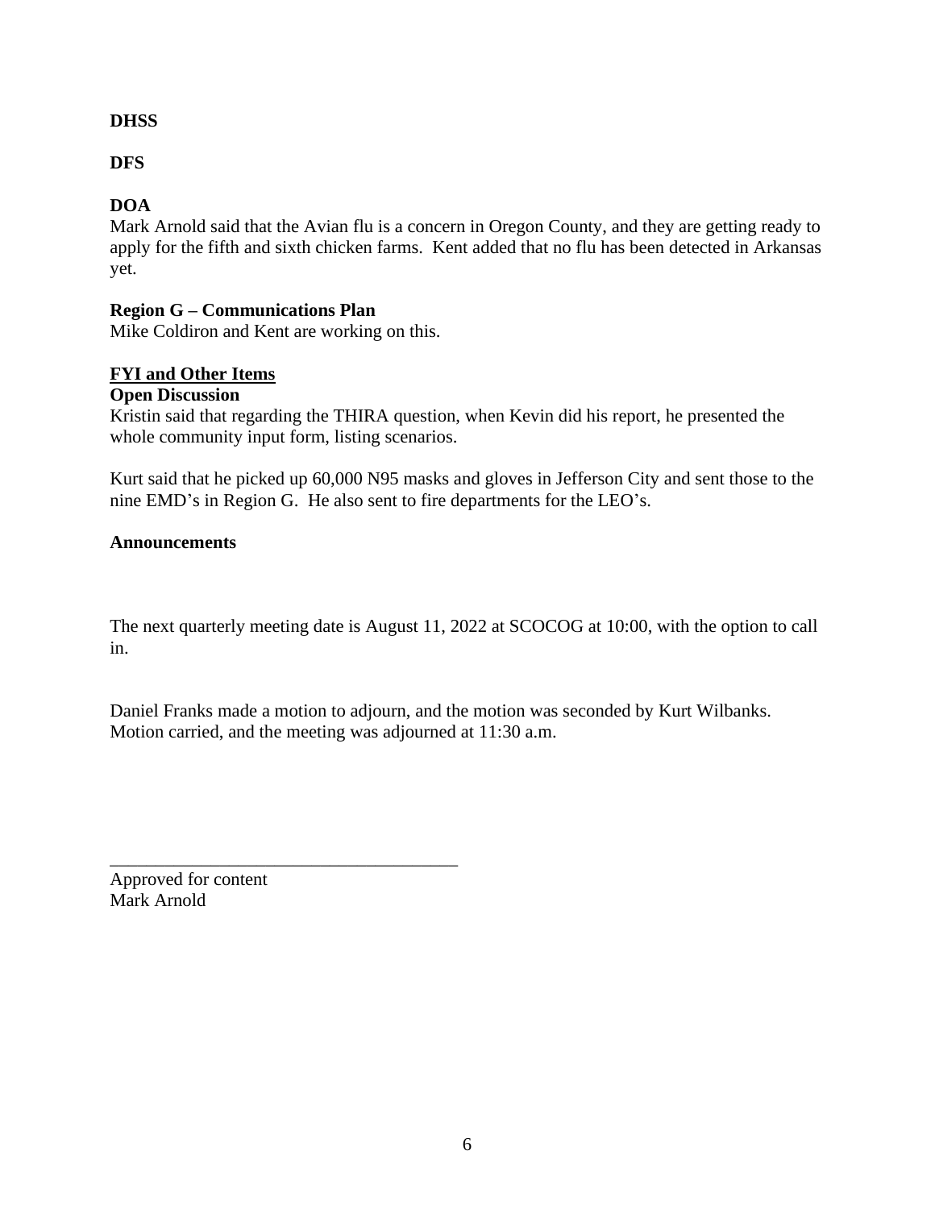**DHSS**

**DFS**

**DOA**

Mark Arnold said that the Avian flu is a concern in Oregon County, and they are getting ready to apply for the fifth and sixth chicken farms. Kent added that no flu has been detected in Arkansas yet.

**Region G – Communications Plan**

Mike Coldiron and Kent are working on this.

**<u>FYI and Other Items</u>**

**Open Discussion**

Kristin said that regarding the THIRA question, when Kevin did his report, he presented the whole community input form, listing scenarios.

Kurt said that he picked up 60,000 N95 masks and gloves in Jefferson City and sent those to the nine EMD's in Region G. He also sent to fire departments for the LEO's.

**Announcements**

The next quarterly meeting date is August 11, 2022 at SCOCOG at 10:00, with the option to call in.

Daniel Franks made a motion to adjourn, and the motion was seconded by Kurt Wilbanks. Motion carried, and the meeting was adjourned at 11:30 a.m.

\_\_\_\_\_\_\_\_\_\_\_\_\_\_\_\_\_\_\_\_\_\_\_\_\_\_\_\_\_\_\_\_\_\_\_\_\_\_

Approved for content
Mark Arnold